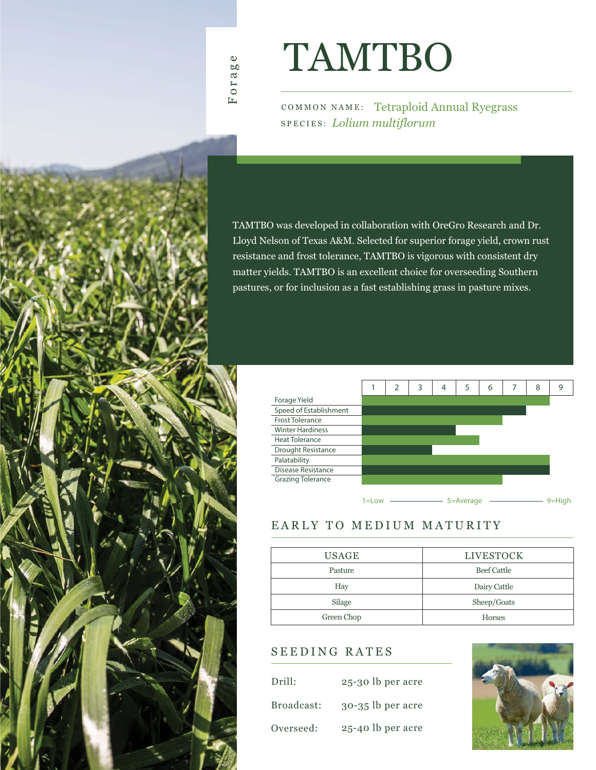# TAMTBO

COMMON NAME: Tetraploid Annual Ryegrass
SPECIES: *Lolium multiflorum*

TAMTBO was developed in collaboration with OreGro Research and Dr. Lloyd Nelson of Texas A&M. Selected for superior forage yield, crown rust resistance and frost tolerance, TAMTBO is vigorous with consistent dry matter yields. TAMTBO is an excellent choice for overseeding Southern pastures, or for inclusion as a fast establishing grass in pasture mixes.

| Trait | Rating (1–9) |
|---|---|
| Forage Yield | 8 |
| Speed of Establishment | 7 |
| Frost Tolerance | 6 |
| Winter Hardiness | 4 |
| Heat Tolerance | 5 |
| Drought Resistance | 3 |
| Palatability | 8 |
| Disease Resistance | 8 |
| Grazing Tolerance | 6 |

1=Low — 5=Average — 9=High

## EARLY TO MEDIUM MATURITY

| USAGE | LIVESTOCK |
|---|---|
| Pasture | Beef Cattle |
| Hay | Dairy Cattle |
| Silage | Sheep/Goats |
| Green Chop | Horses |

## SEEDING RATES

Drill: 25-30 lb per acre

Broadcast: 30-35 lb per acre

Overseed: 25-40 lb per acre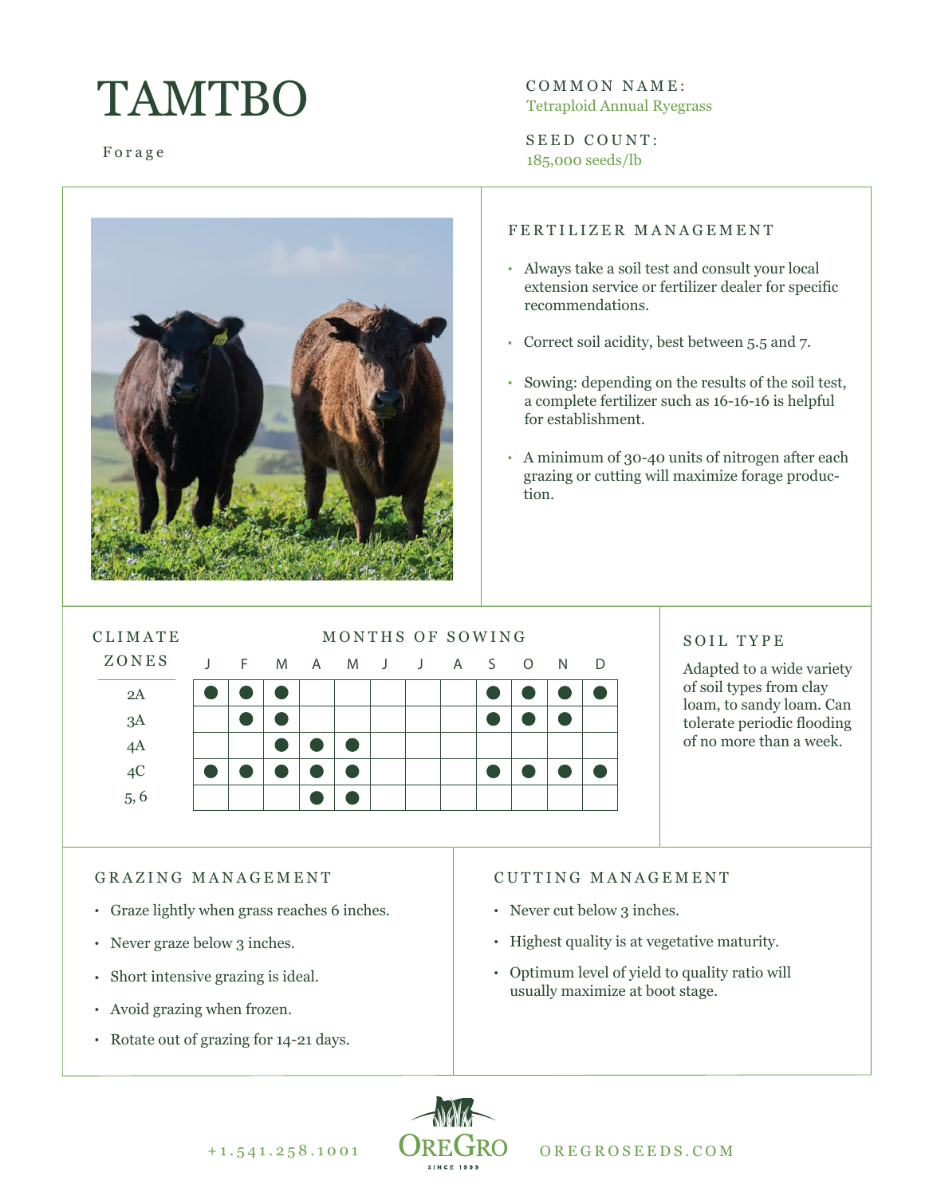# TAMTBO

Forage

COMMON NAME:
Tetraploid Annual Ryegrass

SEED COUNT:
185,000 seeds/lb

## FERTILIZER MANAGEMENT

- Always take a soil test and consult your local extension service or fertilizer dealer for specific recommendations.
- Correct soil acidity, best between 5.5 and 7.
- Sowing: depending on the results of the soil test, a complete fertilizer such as 16-16-16 is helpful for establishment.
- A minimum of 30-40 units of nitrogen after each grazing or cutting will maximize forage production.

## CLIMATE ZONES / MONTHS OF SOWING

| Climate Zones | J | F | M | A | M | J | J | A | S | O | N | D |
|---|---|---|---|---|---|---|---|---|---|---|---|---|
| 2A | ● | ● | ● | | | | | | ● | ● | ● | ● |
| 3A | | ● | ● | | | | | | ● | ● | ● | |
| 4A | | | ● | ● | ● | | | | | | | |
| 4C | ● | ● | ● | ● | ● | | | | ● | ● | ● | ● |
| 5, 6 | | | | ● | ● | | | | | | | |

## SOIL TYPE

Adapted to a wide variety of soil types from clay loam, to sandy loam. Can tolerate periodic flooding of no more than a week.

## GRAZING MANAGEMENT

- Graze lightly when grass reaches 6 inches.
- Never graze below 3 inches.
- Short intensive grazing is ideal.
- Avoid grazing when frozen.
- Rotate out of grazing for 14-21 days.

## CUTTING MANAGEMENT

- Never cut below 3 inches.
- Highest quality is at vegetative maturity.
- Optimum level of yield to quality ratio will usually maximize at boot stage.

+1.541.258.1001 OREGRO SINCE 1999 OREGROSEEDS.COM